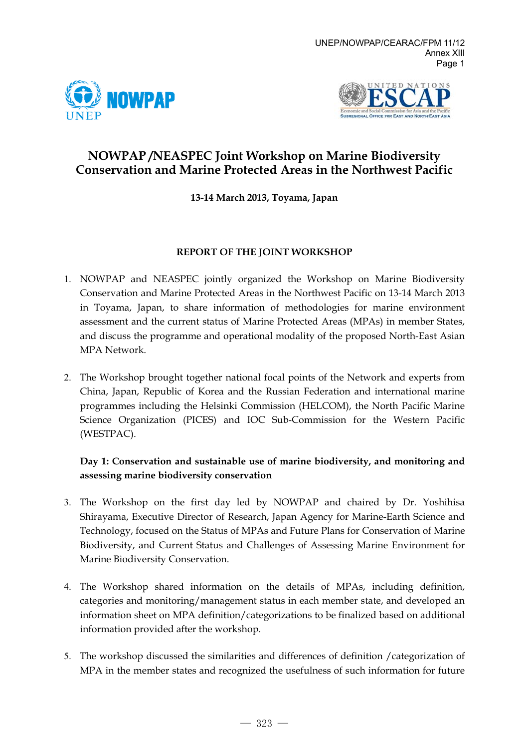# NOWPAP /NEASPEC Joint Workshop on Marine Biodiversity Conservation and Marine Protected Areas in the Northwest Pacific

**13-14 March 2013, Toyama, Japan**

## REPORT OF THE JOINT WORKSHOP

1. NOWPAP and NEASPEC jointly organized the Workshop on Marine Biodiversity Conservation and Marine Protected Areas in the Northwest Pacific on 13-14 March 2013 in Toyama, Japan, to share information of methodologies for marine environment assessment and the current status of Marine Protected Areas (MPAs) in member States, and discuss the programme and operational modality of the proposed North-East Asian MPA Network.

2. The Workshop brought together national focal points of the Network and experts from China, Japan, Republic of Korea and the Russian Federation and international marine programmes including the Helsinki Commission (HELCOM), the North Pacific Marine Science Organization (PICES) and IOC Sub-Commission for the Western Pacific (WESTPAC).

**Day 1: Conservation and sustainable use of marine biodiversity, and monitoring and assessing marine biodiversity conservation**

3. The Workshop on the first day led by NOWPAP and chaired by Dr. Yoshihisa Shirayama, Executive Director of Research, Japan Agency for Marine-Earth Science and Technology, focused on the Status of MPAs and Future Plans for Conservation of Marine Biodiversity, and Current Status and Challenges of Assessing Marine Environment for Marine Biodiversity Conservation.

4. The Workshop shared information on the details of MPAs, including definition, categories and monitoring/management status in each member state, and developed an information sheet on MPA definition/categorizations to be finalized based on additional information provided after the workshop.

5. The workshop discussed the similarities and differences of definition /categorization of MPA in the member states and recognized the usefulness of such information for future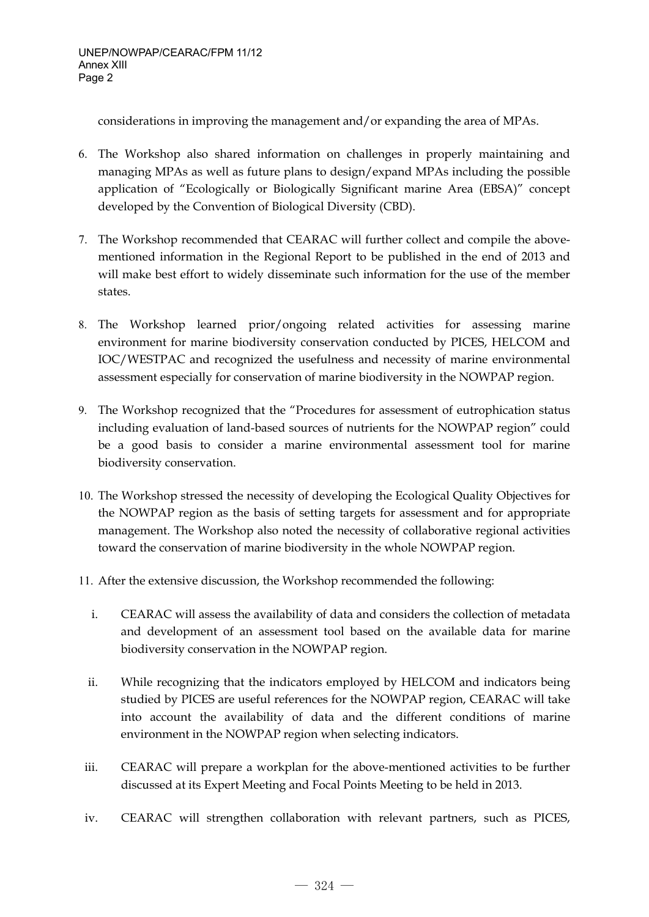considerations in improving the management and/or expanding the area of MPAs.

6. The Workshop also shared information on challenges in properly maintaining and managing MPAs as well as future plans to design/expand MPAs including the possible application of "Ecologically or Biologically Significant marine Area (EBSA)" concept developed by the Convention of Biological Diversity (CBD).

7. The Workshop recommended that CEARAC will further collect and compile the above-mentioned information in the Regional Report to be published in the end of 2013 and will make best effort to widely disseminate such information for the use of the member states.

8. The Workshop learned prior/ongoing related activities for assessing marine environment for marine biodiversity conservation conducted by PICES, HELCOM and IOC/WESTPAC and recognized the usefulness and necessity of marine environmental assessment especially for conservation of marine biodiversity in the NOWPAP region.

9. The Workshop recognized that the "Procedures for assessment of eutrophication status including evaluation of land-based sources of nutrients for the NOWPAP region" could be a good basis to consider a marine environmental assessment tool for marine biodiversity conservation.

10. The Workshop stressed the necessity of developing the Ecological Quality Objectives for the NOWPAP region as the basis of setting targets for assessment and for appropriate management. The Workshop also noted the necessity of collaborative regional activities toward the conservation of marine biodiversity in the whole NOWPAP region.

11. After the extensive discussion, the Workshop recommended the following:

    i. CEARAC will assess the availability of data and considers the collection of metadata and development of an assessment tool based on the available data for marine biodiversity conservation in the NOWPAP region.

    ii. While recognizing that the indicators employed by HELCOM and indicators being studied by PICES are useful references for the NOWPAP region, CEARAC will take into account the availability of data and the different conditions of marine environment in the NOWPAP region when selecting indicators.

    iii. CEARAC will prepare a workplan for the above-mentioned activities to be further discussed at its Expert Meeting and Focal Points Meeting to be held in 2013.

    iv. CEARAC will strengthen collaboration with relevant partners, such as PICES,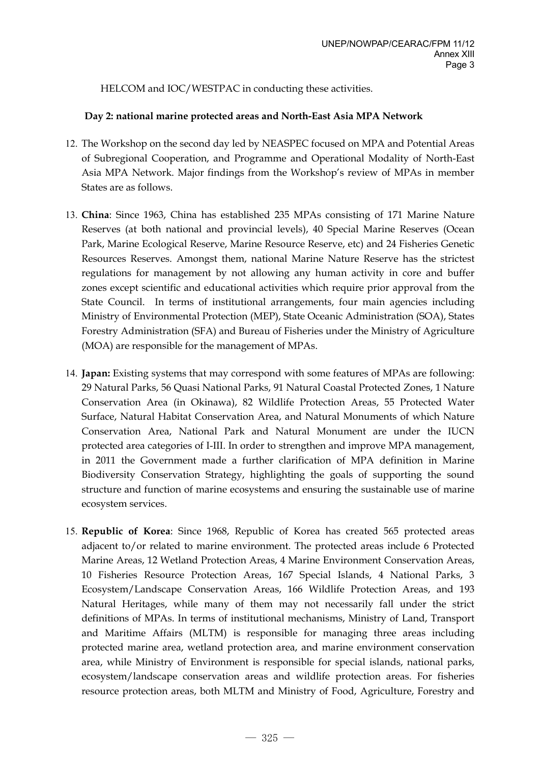HELCOM and IOC/WESTPAC in conducting these activities.

**Day 2: national marine protected areas and North-East Asia MPA Network**

12. The Workshop on the second day led by NEASPEC focused on MPA and Potential Areas of Subregional Cooperation, and Programme and Operational Modality of North-East Asia MPA Network. Major findings from the Workshop's review of MPAs in member States are as follows.

13. **China**: Since 1963, China has established 235 MPAs consisting of 171 Marine Nature Reserves (at both national and provincial levels), 40 Special Marine Reserves (Ocean Park, Marine Ecological Reserve, Marine Resource Reserve, etc) and 24 Fisheries Genetic Resources Reserves. Amongst them, national Marine Nature Reserve has the strictest regulations for management by not allowing any human activity in core and buffer zones except scientific and educational activities which require prior approval from the State Council. In terms of institutional arrangements, four main agencies including Ministry of Environmental Protection (MEP), State Oceanic Administration (SOA), States Forestry Administration (SFA) and Bureau of Fisheries under the Ministry of Agriculture (MOA) are responsible for the management of MPAs.

14. **Japan:** Existing systems that may correspond with some features of MPAs are following: 29 Natural Parks, 56 Quasi National Parks, 91 Natural Coastal Protected Zones, 1 Nature Conservation Area (in Okinawa), 82 Wildlife Protection Areas, 55 Protected Water Surface, Natural Habitat Conservation Area, and Natural Monuments of which Nature Conservation Area, National Park and Natural Monument are under the IUCN protected area categories of I-III. In order to strengthen and improve MPA management, in 2011 the Government made a further clarification of MPA definition in Marine Biodiversity Conservation Strategy, highlighting the goals of supporting the sound structure and function of marine ecosystems and ensuring the sustainable use of marine ecosystem services.

15. **Republic of Korea**: Since 1968, Republic of Korea has created 565 protected areas adjacent to/or related to marine environment. The protected areas include 6 Protected Marine Areas, 12 Wetland Protection Areas, 4 Marine Environment Conservation Areas, 10 Fisheries Resource Protection Areas, 167 Special Islands, 4 National Parks, 3 Ecosystem/Landscape Conservation Areas, 166 Wildlife Protection Areas, and 193 Natural Heritages, while many of them may not necessarily fall under the strict definitions of MPAs. In terms of institutional mechanisms, Ministry of Land, Transport and Maritime Affairs (MLTM) is responsible for managing three areas including protected marine area, wetland protection area, and marine environment conservation area, while Ministry of Environment is responsible for special islands, national parks, ecosystem/landscape conservation areas and wildlife protection areas. For fisheries resource protection areas, both MLTM and Ministry of Food, Agriculture, Forestry and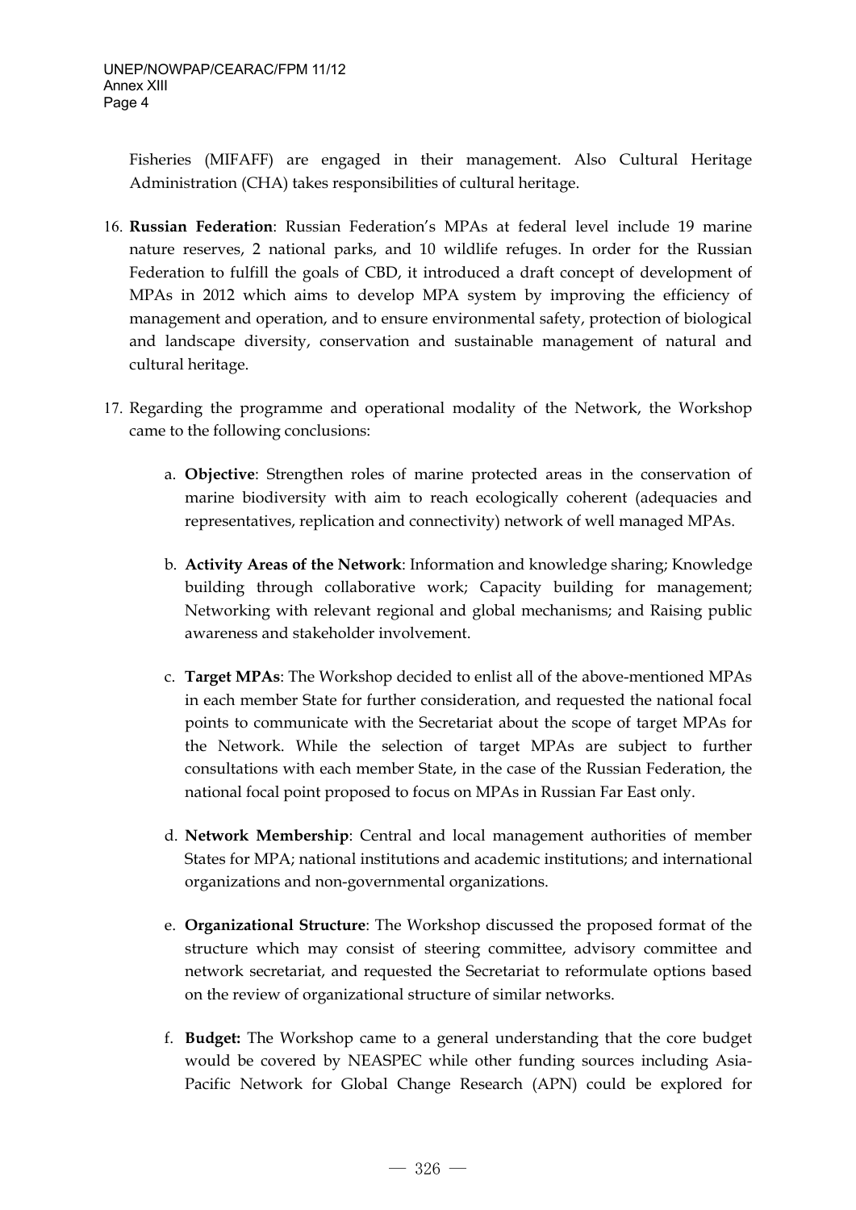Fisheries (MIFAFF) are engaged in their management. Also Cultural Heritage Administration (CHA) takes responsibilities of cultural heritage.

16. **Russian Federation**: Russian Federation's MPAs at federal level include 19 marine nature reserves, 2 national parks, and 10 wildlife refuges. In order for the Russian Federation to fulfill the goals of CBD, it introduced a draft concept of development of MPAs in 2012 which aims to develop MPA system by improving the efficiency of management and operation, and to ensure environmental safety, protection of biological and landscape diversity, conservation and sustainable management of natural and cultural heritage.

17. Regarding the programme and operational modality of the Network, the Workshop came to the following conclusions:

    a. **Objective**: Strengthen roles of marine protected areas in the conservation of marine biodiversity with aim to reach ecologically coherent (adequacies and representatives, replication and connectivity) network of well managed MPAs.

    b. **Activity Areas of the Network**: Information and knowledge sharing; Knowledge building through collaborative work; Capacity building for management; Networking with relevant regional and global mechanisms; and Raising public awareness and stakeholder involvement.

    c. **Target MPAs**: The Workshop decided to enlist all of the above-mentioned MPAs in each member State for further consideration, and requested the national focal points to communicate with the Secretariat about the scope of target MPAs for the Network. While the selection of target MPAs are subject to further consultations with each member State, in the case of the Russian Federation, the national focal point proposed to focus on MPAs in Russian Far East only.

    d. **Network Membership**: Central and local management authorities of member States for MPA; national institutions and academic institutions; and international organizations and non-governmental organizations.

    e. **Organizational Structure**: The Workshop discussed the proposed format of the structure which may consist of steering committee, advisory committee and network secretariat, and requested the Secretariat to reformulate options based on the review of organizational structure of similar networks.

    f. **Budget:** The Workshop came to a general understanding that the core budget would be covered by NEASPEC while other funding sources including Asia-Pacific Network for Global Change Research (APN) could be explored for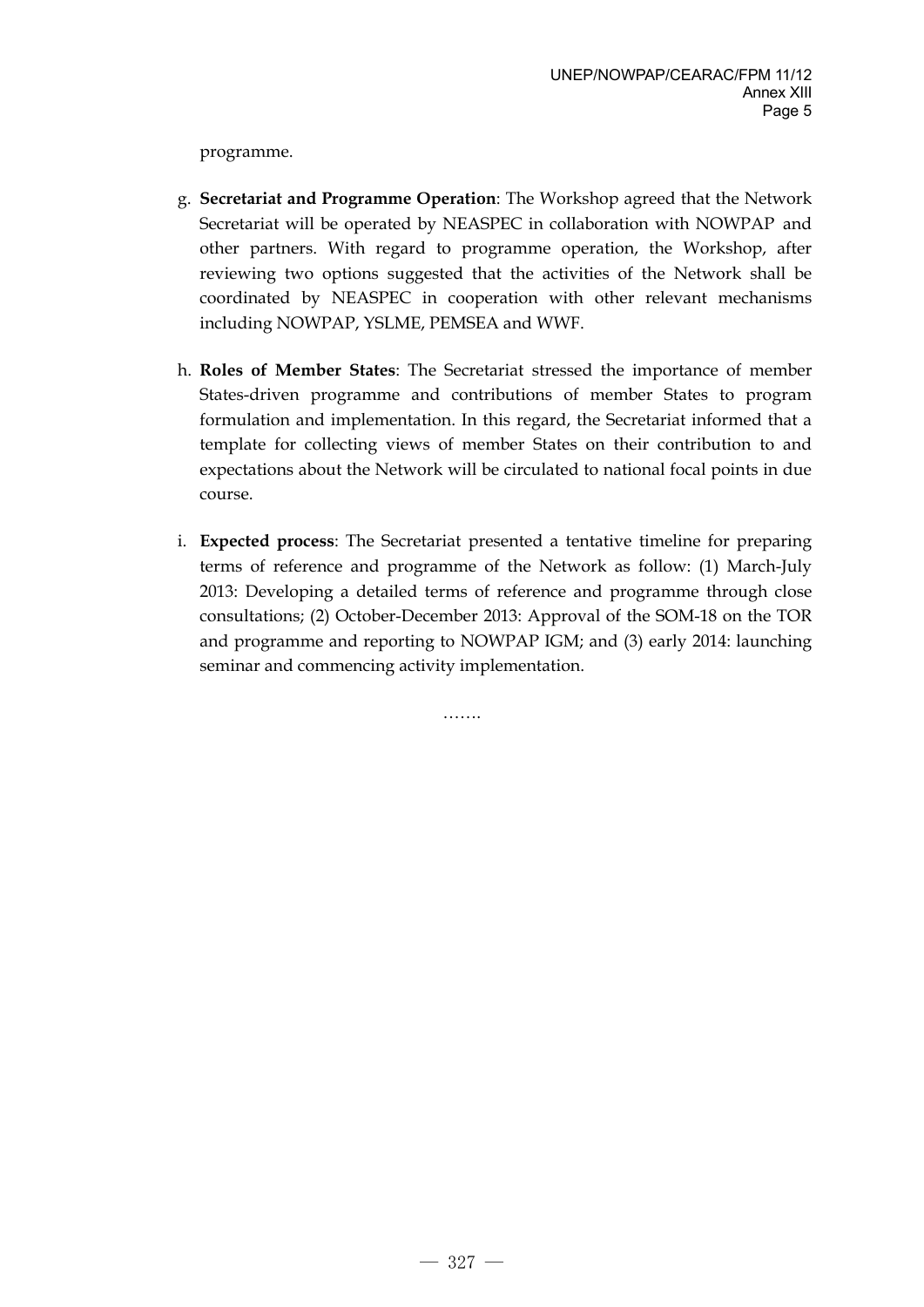programme.

g. **Secretariat and Programme Operation**: The Workshop agreed that the Network Secretariat will be operated by NEASPEC in collaboration with NOWPAP and other partners. With regard to programme operation, the Workshop, after reviewing two options suggested that the activities of the Network shall be coordinated by NEASPEC in cooperation with other relevant mechanisms including NOWPAP, YSLME, PEMSEA and WWF.

h. **Roles of Member States**: The Secretariat stressed the importance of member States-driven programme and contributions of member States to program formulation and implementation. In this regard, the Secretariat informed that a template for collecting views of member States on their contribution to and expectations about the Network will be circulated to national focal points in due course.

i. **Expected process**: The Secretariat presented a tentative timeline for preparing terms of reference and programme of the Network as follow: (1) March-July 2013: Developing a detailed terms of reference and programme through close consultations; (2) October-December 2013: Approval of the SOM-18 on the TOR and programme and reporting to NOWPAP IGM; and (3) early 2014: launching seminar and commencing activity implementation.

…….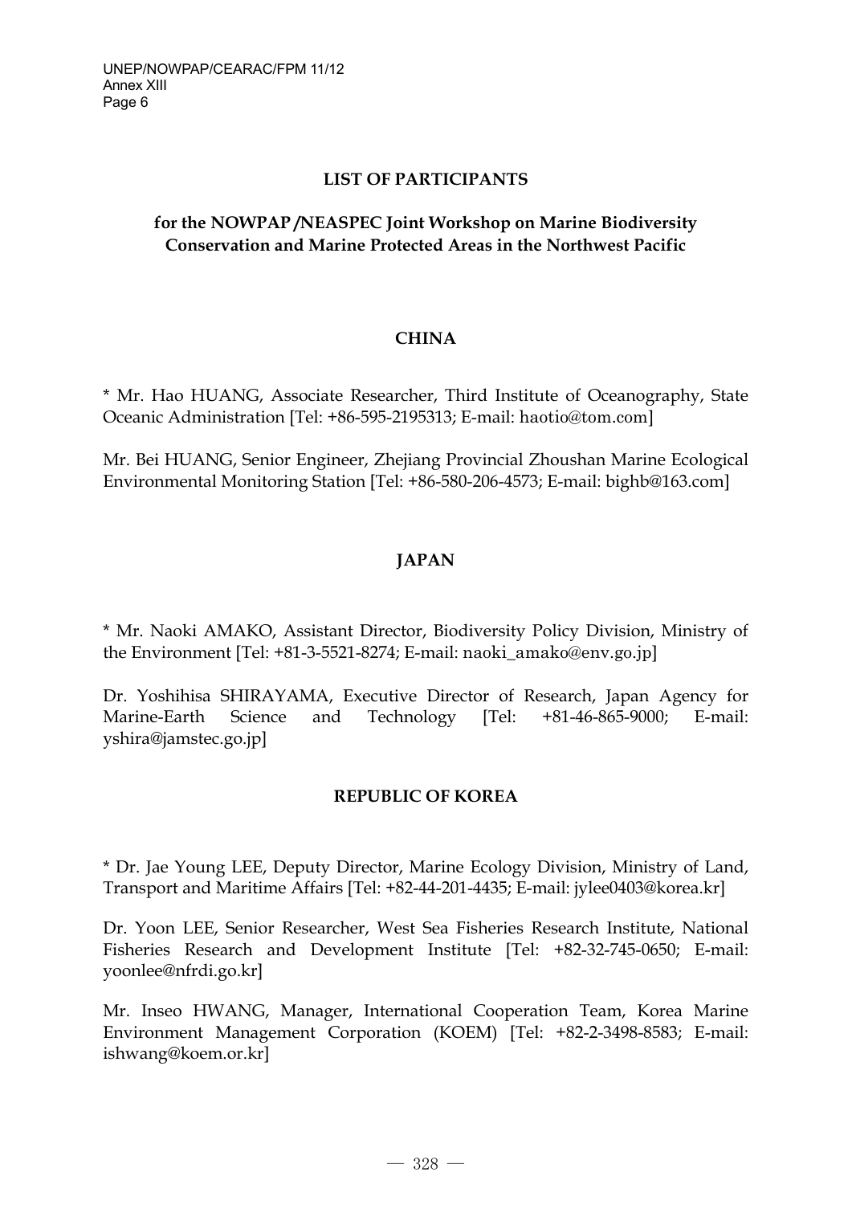**LIST OF PARTICIPANTS**

**for the NOWPAP /NEASPEC Joint Workshop on Marine Biodiversity Conservation and Marine Protected Areas in the Northwest Pacific**

**CHINA**

* Mr. Hao HUANG, Associate Researcher, Third Institute of Oceanography, State Oceanic Administration [Tel: +86-595-2195313; E-mail: haotio@tom.com]

Mr. Bei HUANG, Senior Engineer, Zhejiang Provincial Zhoushan Marine Ecological Environmental Monitoring Station [Tel: +86-580-206-4573; E-mail: bighb@163.com]

**JAPAN**

* Mr. Naoki AMAKO, Assistant Director, Biodiversity Policy Division, Ministry of the Environment [Tel: +81-3-5521-8274; E-mail: naoki_amako@env.go.jp]

Dr. Yoshihisa SHIRAYAMA, Executive Director of Research, Japan Agency for Marine-Earth Science and Technology [Tel: +81-46-865-9000; E-mail: yshira@jamstec.go.jp]

**REPUBLIC OF KOREA**

* Dr. Jae Young LEE, Deputy Director, Marine Ecology Division, Ministry of Land, Transport and Maritime Affairs [Tel: +82-44-201-4435; E-mail: jylee0403@korea.kr]

Dr. Yoon LEE, Senior Researcher, West Sea Fisheries Research Institute, National Fisheries Research and Development Institute [Tel: +82-32-745-0650; E-mail: yoonlee@nfrdi.go.kr]

Mr. Inseo HWANG, Manager, International Cooperation Team, Korea Marine Environment Management Corporation (KOEM) [Tel: +82-2-3498-8583; E-mail: ishwang@koem.or.kr]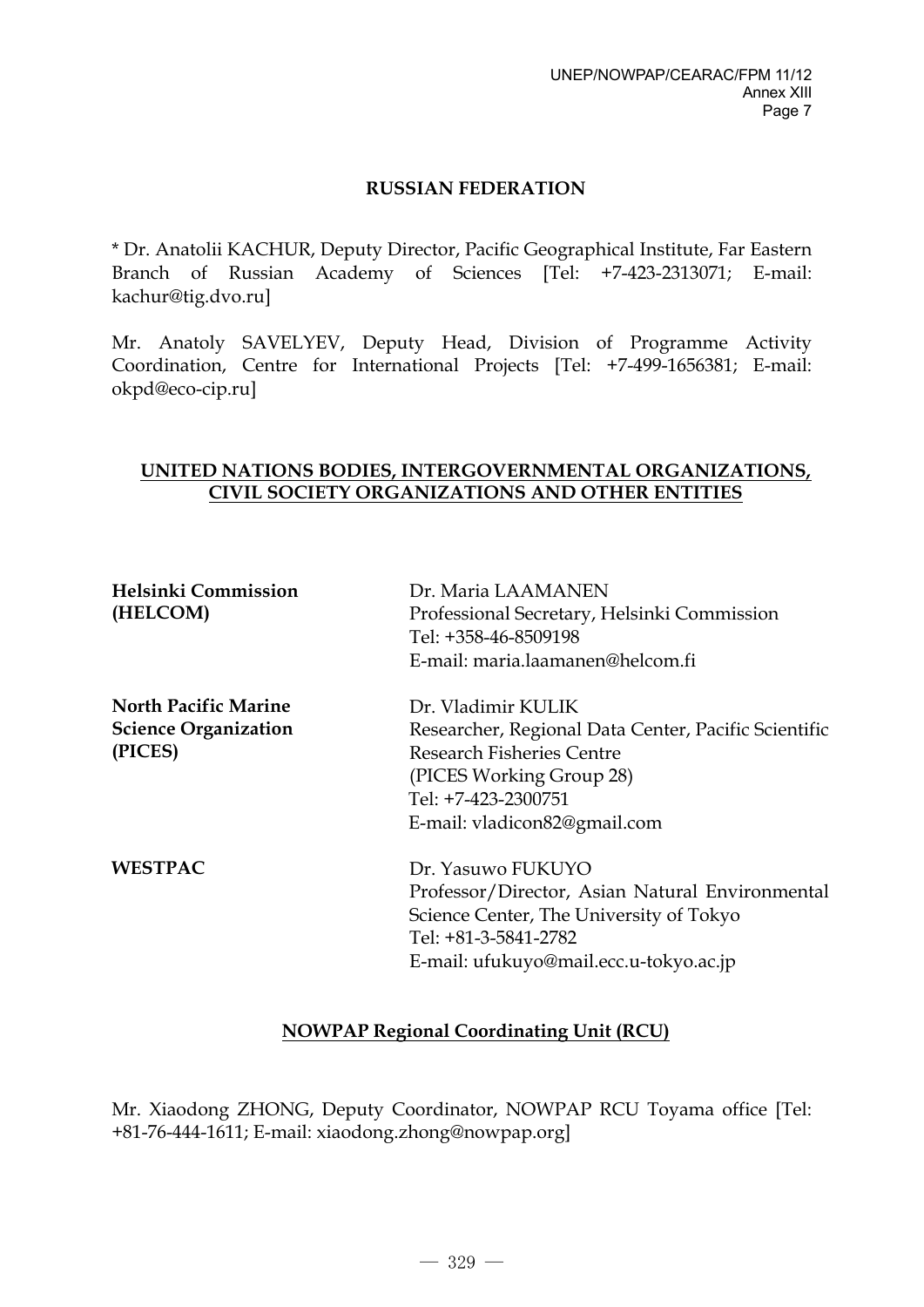## RUSSIAN FEDERATION

* Dr. Anatolii KACHUR, Deputy Director, Pacific Geographical Institute, Far Eastern Branch of Russian Academy of Sciences [Tel: +7-423-2313071; E-mail: kachur@tig.dvo.ru]

Mr. Anatoly SAVELYEV, Deputy Head, Division of Programme Activity Coordination, Centre for International Projects [Tel: +7-499-1656381; E-mail: okpd@eco-cip.ru]

## UNITED NATIONS BODIES, INTERGOVERNMENTAL ORGANIZATIONS, CIVIL SOCIETY ORGANIZATIONS AND OTHER ENTITIES

**Helsinki Commission (HELCOM)**

Dr. Maria LAAMANEN
Professional Secretary, Helsinki Commission
Tel: +358-46-8509198
E-mail: maria.laamanen@helcom.fi

**North Pacific Marine Science Organization (PICES)**

Dr. Vladimir KULIK
Researcher, Regional Data Center, Pacific Scientific Research Fisheries Centre
(PICES Working Group 28)
Tel: +7-423-2300751
E-mail: vladicon82@gmail.com

**WESTPAC**

Dr. Yasuwo FUKUYO
Professor/Director, Asian Natural Environmental Science Center, The University of Tokyo
Tel: +81-3-5841-2782
E-mail: ufukuyo@mail.ecc.u-tokyo.ac.jp

## NOWPAP Regional Coordinating Unit (RCU)

Mr. Xiaodong ZHONG, Deputy Coordinator, NOWPAP RCU Toyama office [Tel: +81-76-444-1611; E-mail: xiaodong.zhong@nowpap.org]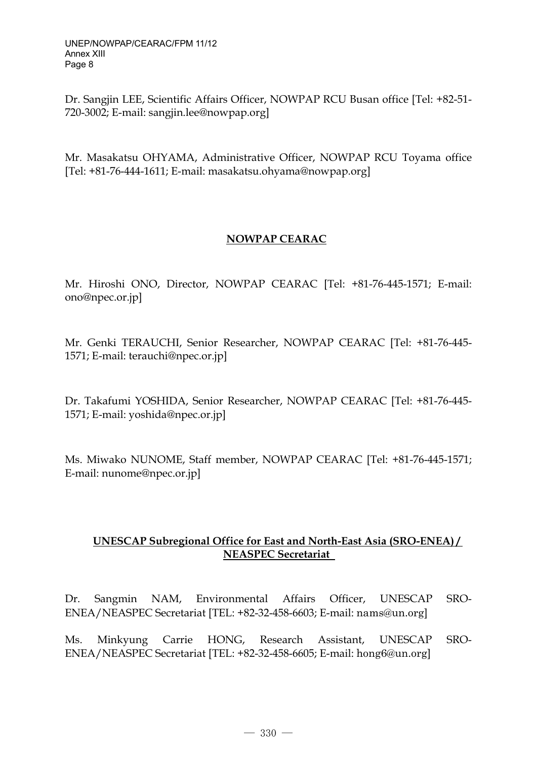Dr. Sangjin LEE, Scientific Affairs Officer, NOWPAP RCU Busan office [Tel: +82-51-720-3002; E-mail: sangjin.lee@nowpap.org]

Mr. Masakatsu OHYAMA, Administrative Officer, NOWPAP RCU Toyama office [Tel: +81-76-444-1611; E-mail: masakatsu.ohyama@nowpap.org]

## NOWPAP CEARAC

Mr. Hiroshi ONO, Director, NOWPAP CEARAC [Tel: +81-76-445-1571; E-mail: ono@npec.or.jp]

Mr. Genki TERAUCHI, Senior Researcher, NOWPAP CEARAC [Tel: +81-76-445-1571; E-mail: terauchi@npec.or.jp]

Dr. Takafumi YOSHIDA, Senior Researcher, NOWPAP CEARAC [Tel: +81-76-445-1571; E-mail: yoshida@npec.or.jp]

Ms. Miwako NUNOME, Staff member, NOWPAP CEARAC [Tel: +81-76-445-1571; E-mail: nunome@npec.or.jp]

## UNESCAP Subregional Office for East and North-East Asia (SRO-ENEA) / NEASPEC Secretariat

Dr. Sangmin NAM, Environmental Affairs Officer, UNESCAP SRO-ENEA/NEASPEC Secretariat [TEL: +82-32-458-6603; E-mail: nams@un.org]

Ms. Minkyung Carrie HONG, Research Assistant, UNESCAP SRO-ENEA/NEASPEC Secretariat [TEL: +82-32-458-6605; E-mail: hong6@un.org]